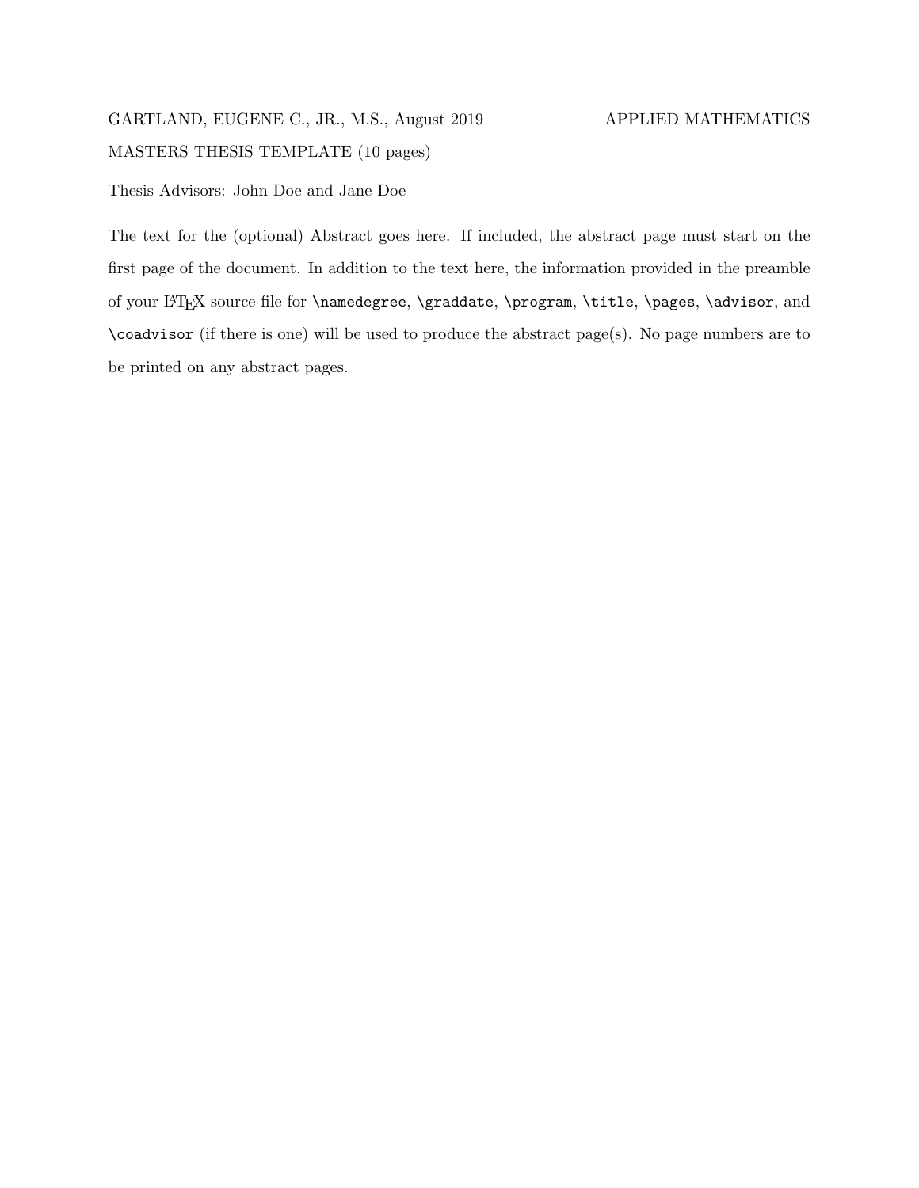GARTLAND, EUGENE C., JR., M.S., August 2019 APPLIED MATHEMATICS

MASTERS THESIS TEMPLATE (10 pages)

Thesis Advisors: John Doe and Jane Doe

The text for the (optional) Abstract goes here. If included, the abstract page must start on the first page of the document. In addition to the text here, the information provided in the preamble of your LaTeX source file for `\namedegree`, `\graddate`, `\program`, `\title`, `\pages`, `\advisor`, and `\coadvisor` (if there is one) will be used to produce the abstract page(s). No page numbers are to be printed on any abstract pages.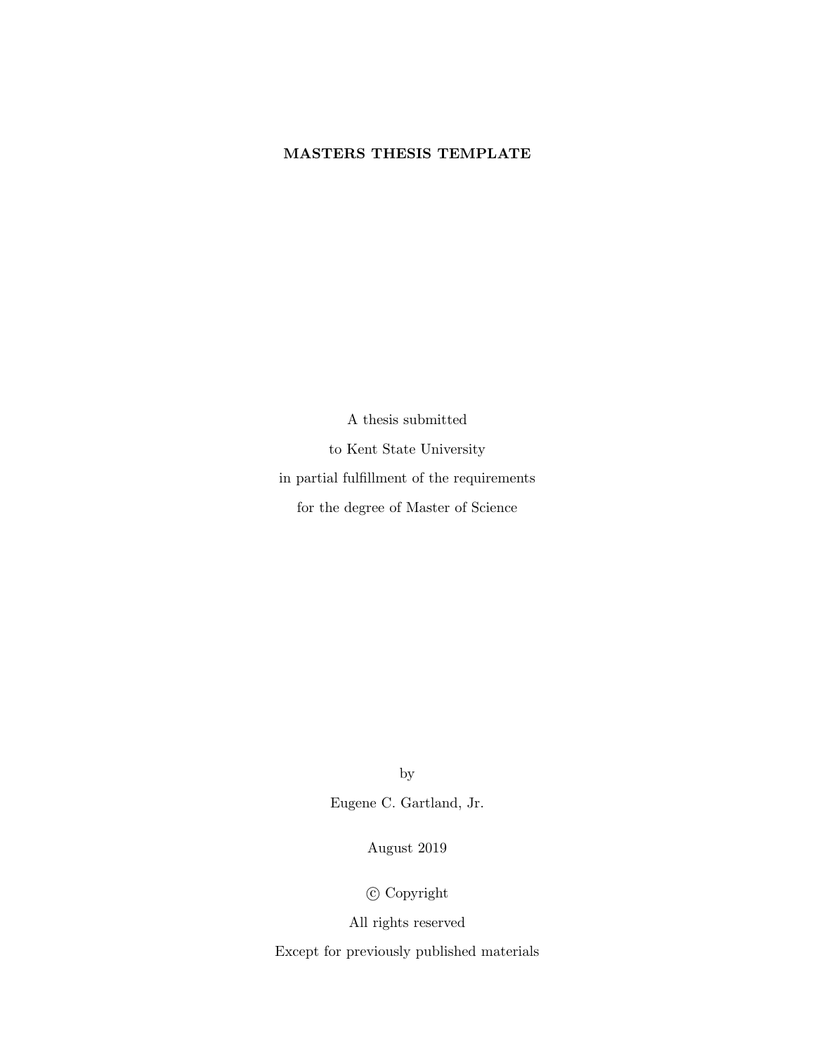**MASTERS THESIS TEMPLATE**

A thesis submitted

to Kent State University

in partial fulfillment of the requirements

for the degree of Master of Science

by

Eugene C. Gartland, Jr.

August 2019

© Copyright

All rights reserved

Except for previously published materials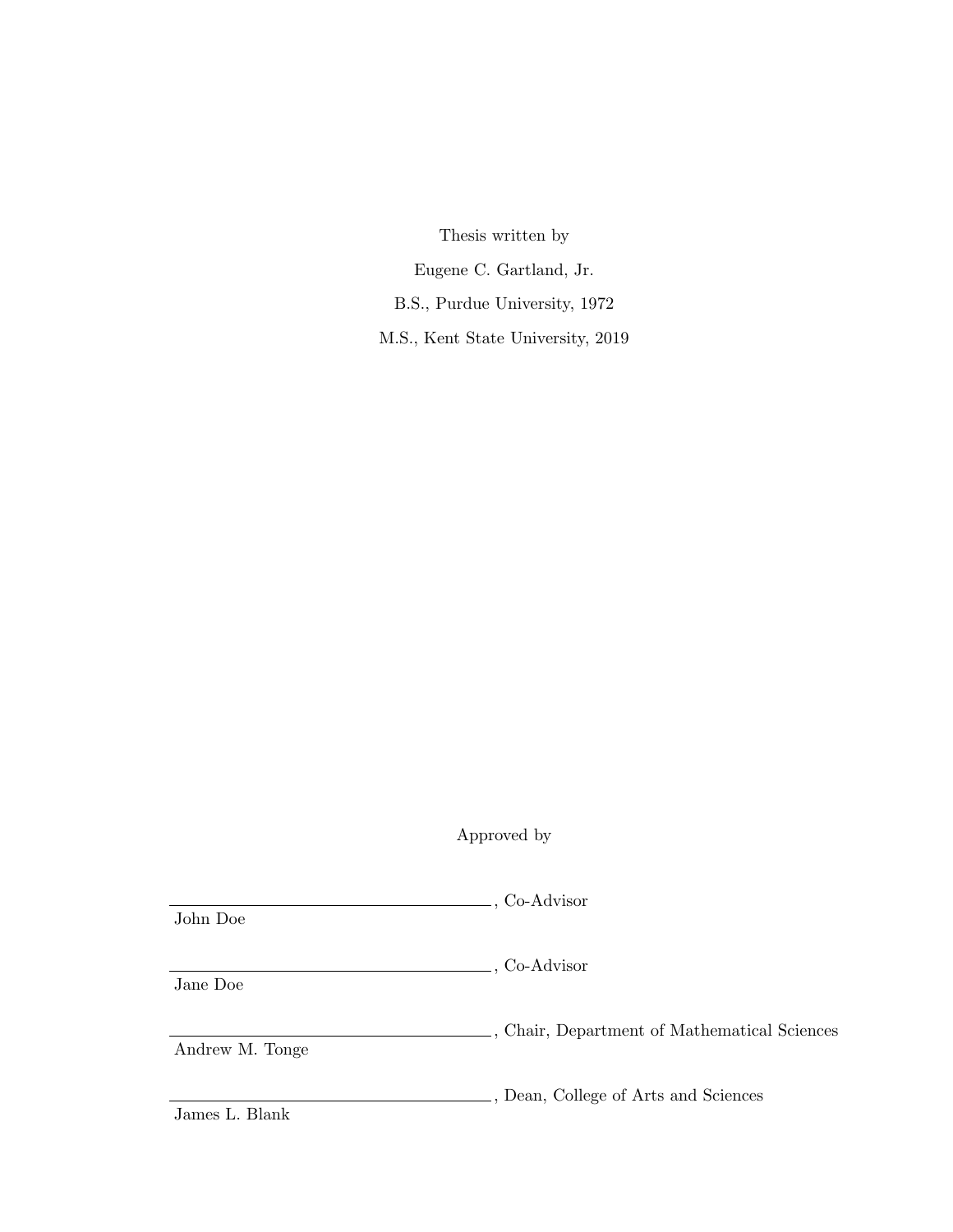Thesis written by

Eugene C. Gartland, Jr.

B.S., Purdue University, 1972

M.S., Kent State University, 2019

Approved by

______________________________, Co-Advisor
John Doe

______________________________, Co-Advisor
Jane Doe

______________________________, Chair, Department of Mathematical Sciences
Andrew M. Tonge

______________________________, Dean, College of Arts and Sciences
James L. Blank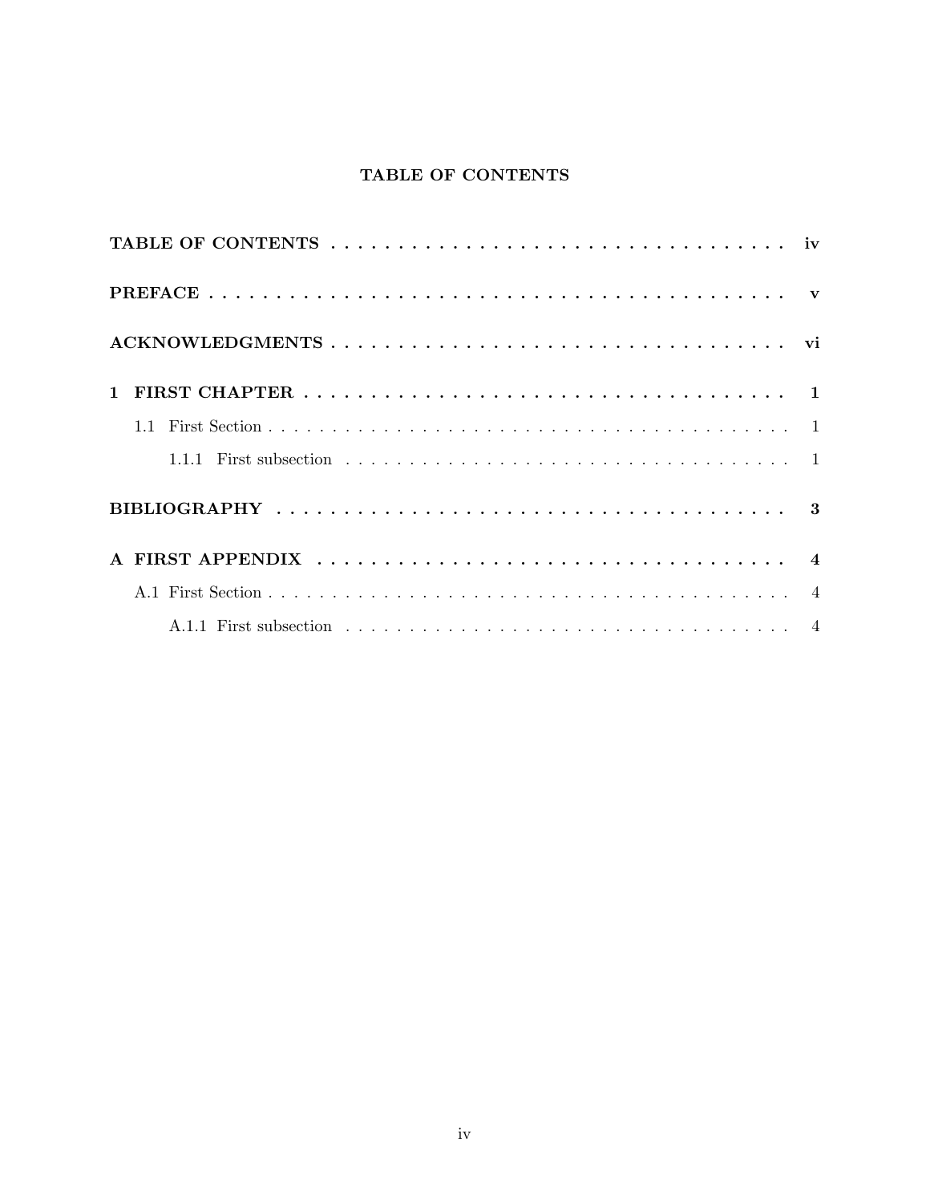# TABLE OF CONTENTS

**TABLE OF CONTENTS** . . . . . . . . . . . . . . . . . . . . . . . . . . . . . . . . . . . **iv**

**PREFACE** . . . . . . . . . . . . . . . . . . . . . . . . . . . . . . . . . . . . . . . . . . . **v**

**ACKNOWLEDGMENTS** . . . . . . . . . . . . . . . . . . . . . . . . . . . . . . . . . . **vi**

**1 FIRST CHAPTER** . . . . . . . . . . . . . . . . . . . . . . . . . . . . . . . . . . . . **1**

- 1.1 First Section . . . . . . . . . . . . . . . . . . . . . . . . . . . . . . . . . . . . . . . . 1
  - 1.1.1 First subsection . . . . . . . . . . . . . . . . . . . . . . . . . . . . . . . . . 1

**BIBLIOGRAPHY** . . . . . . . . . . . . . . . . . . . . . . . . . . . . . . . . . . . . . . **3**

**A FIRST APPENDIX** . . . . . . . . . . . . . . . . . . . . . . . . . . . . . . . . . . . **4**

- A.1 First Section . . . . . . . . . . . . . . . . . . . . . . . . . . . . . . . . . . . . . . . 4
  - A.1.1 First subsection . . . . . . . . . . . . . . . . . . . . . . . . . . . . . . . . 4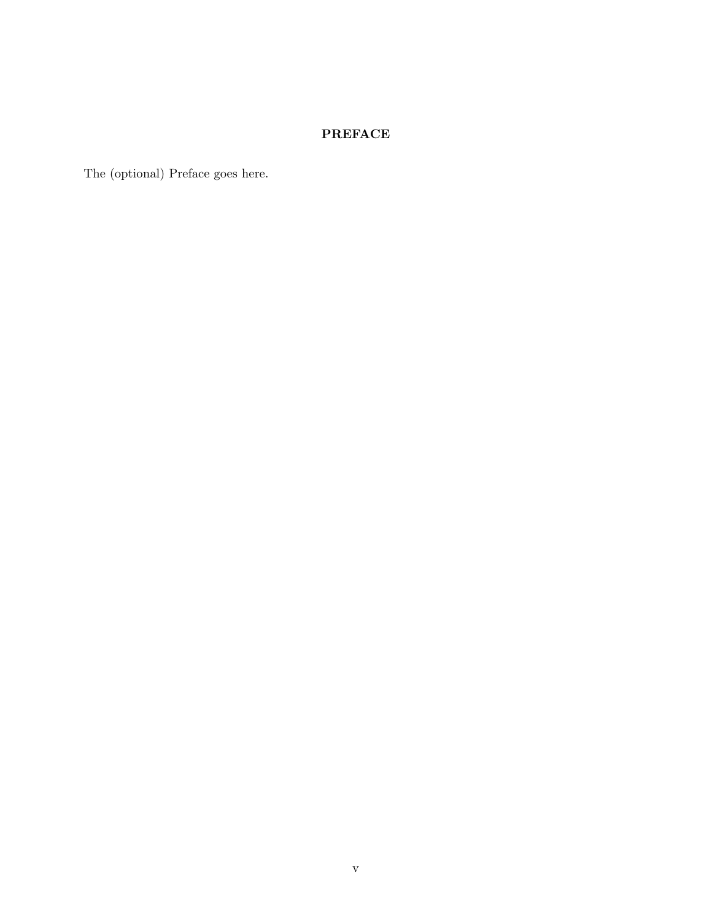# PREFACE

The (optional) Preface goes here.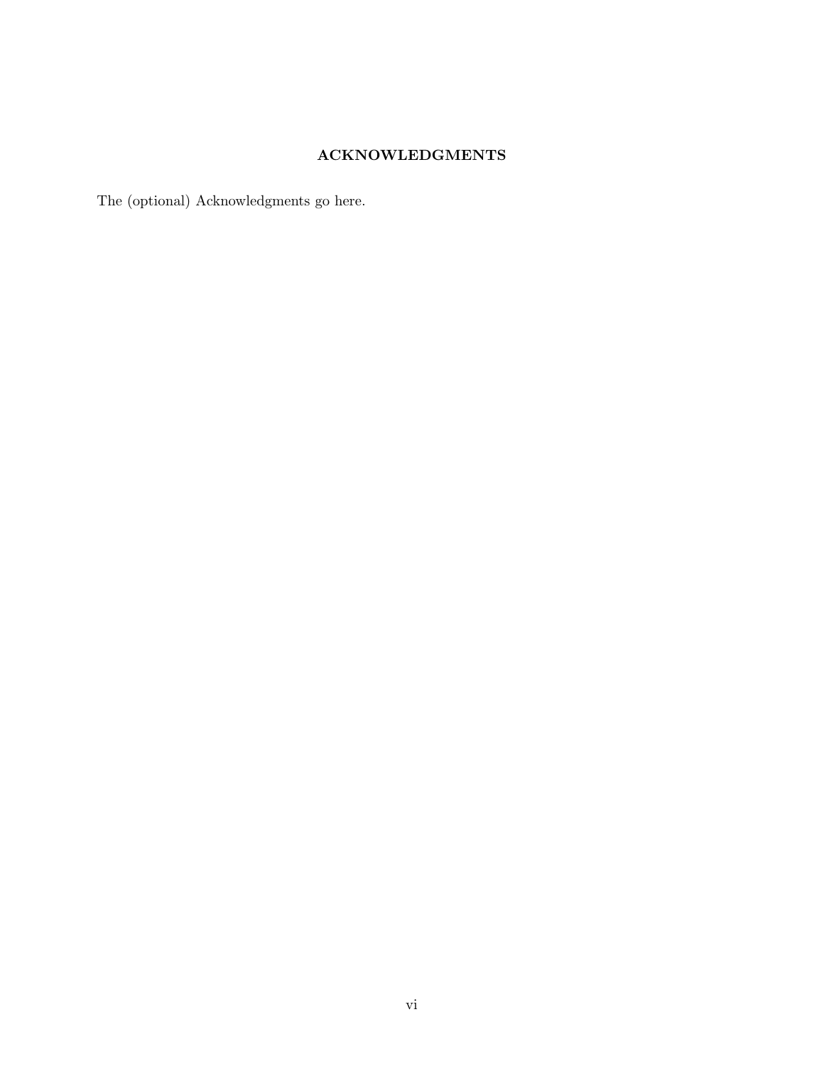# ACKNOWLEDGMENTS

The (optional) Acknowledgments go here.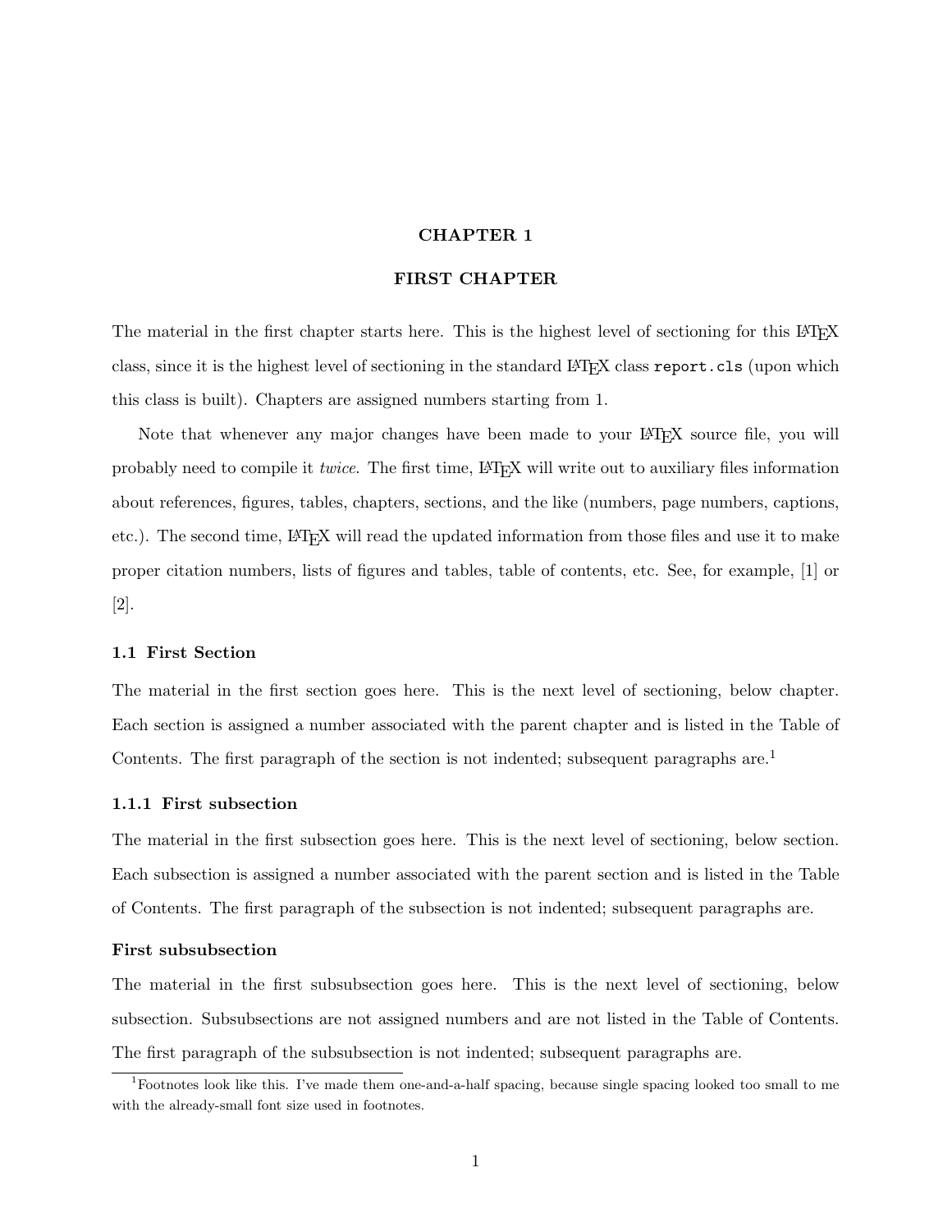# CHAPTER 1

# FIRST CHAPTER

The material in the first chapter starts here. This is the highest level of sectioning for this LaTeX class, since it is the highest level of sectioning in the standard LaTeX class `report.cls` (upon which this class is built). Chapters are assigned numbers starting from 1.

Note that whenever any major changes have been made to your LaTeX source file, you will probably need to compile it *twice*. The first time, LaTeX will write out to auxiliary files information about references, figures, tables, chapters, sections, and the like (numbers, page numbers, captions, etc.). The second time, LaTeX will read the updated information from those files and use it to make proper citation numbers, lists of figures and tables, table of contents, etc. See, for example, [1] or [2].

## 1.1 First Section

The material in the first section goes here. This is the next level of sectioning, below chapter. Each section is assigned a number associated with the parent chapter and is listed in the Table of Contents. The first paragraph of the section is not indented; subsequent paragraphs are.[1]

### 1.1.1 First subsection

The material in the first subsection goes here. This is the next level of sectioning, below section. Each subsection is assigned a number associated with the parent section and is listed in the Table of Contents. The first paragraph of the subsection is not indented; subsequent paragraphs are.

#### First subsubsection

The material in the first subsubsection goes here. This is the next level of sectioning, below subsection. Subsubsections are not assigned numbers and are not listed in the Table of Contents. The first paragraph of the subsubsection is not indented; subsequent paragraphs are.

[1] Footnotes look like this. I've made them one-and-a-half spacing, because single spacing looked too small to me with the already-small font size used in footnotes.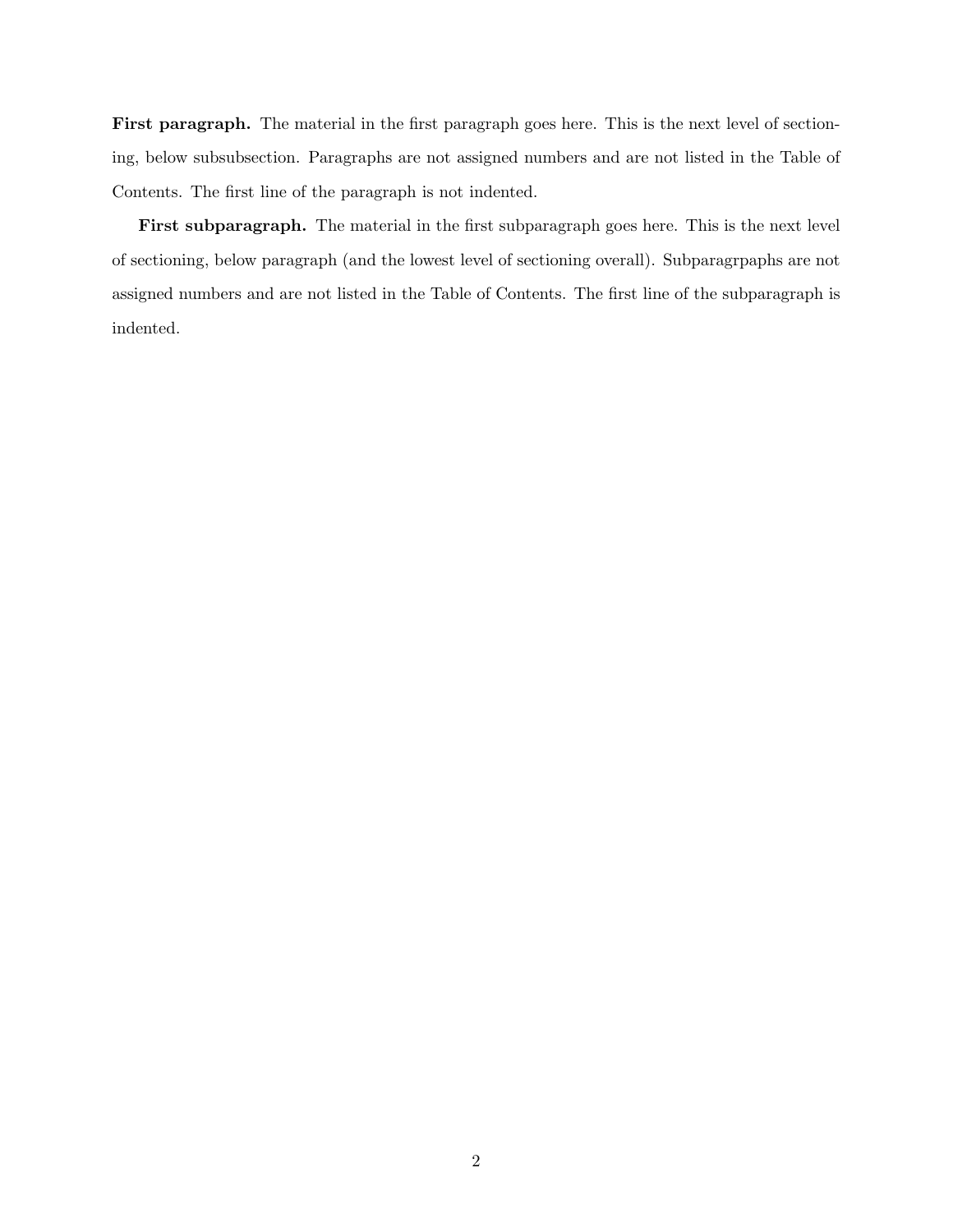**First paragraph.** The material in the first paragraph goes here. This is the next level of sectioning, below subsubsection. Paragraphs are not assigned numbers and are not listed in the Table of Contents. The first line of the paragraph is not indented.

**First subparagraph.** The material in the first subparagraph goes here. This is the next level of sectioning, below paragraph (and the lowest level of sectioning overall). Subparagrpaphs are not assigned numbers and are not listed in the Table of Contents. The first line of the subparagraph is indented.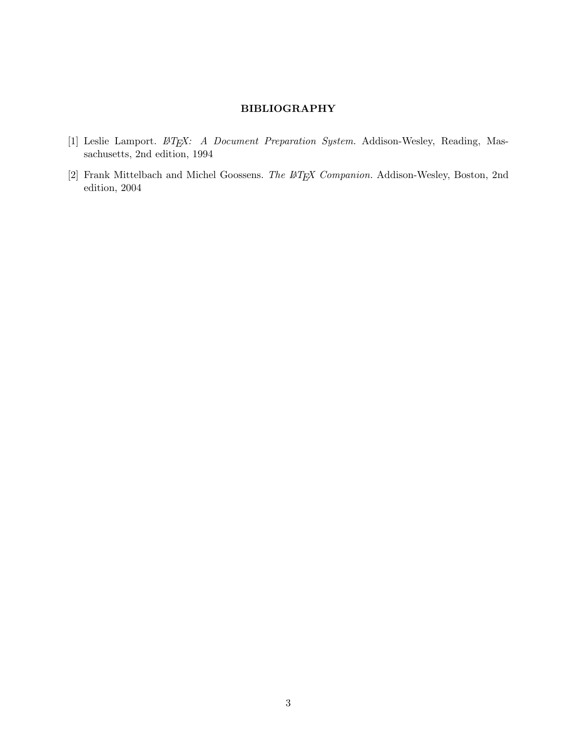## BIBLIOGRAPHY

[1] Leslie Lamport. *LaTeX: A Document Preparation System.* Addison-Wesley, Reading, Massachusetts, 2nd edition, 1994

[2] Frank Mittelbach and Michel Goossens. *The LaTeX Companion.* Addison-Wesley, Boston, 2nd edition, 2004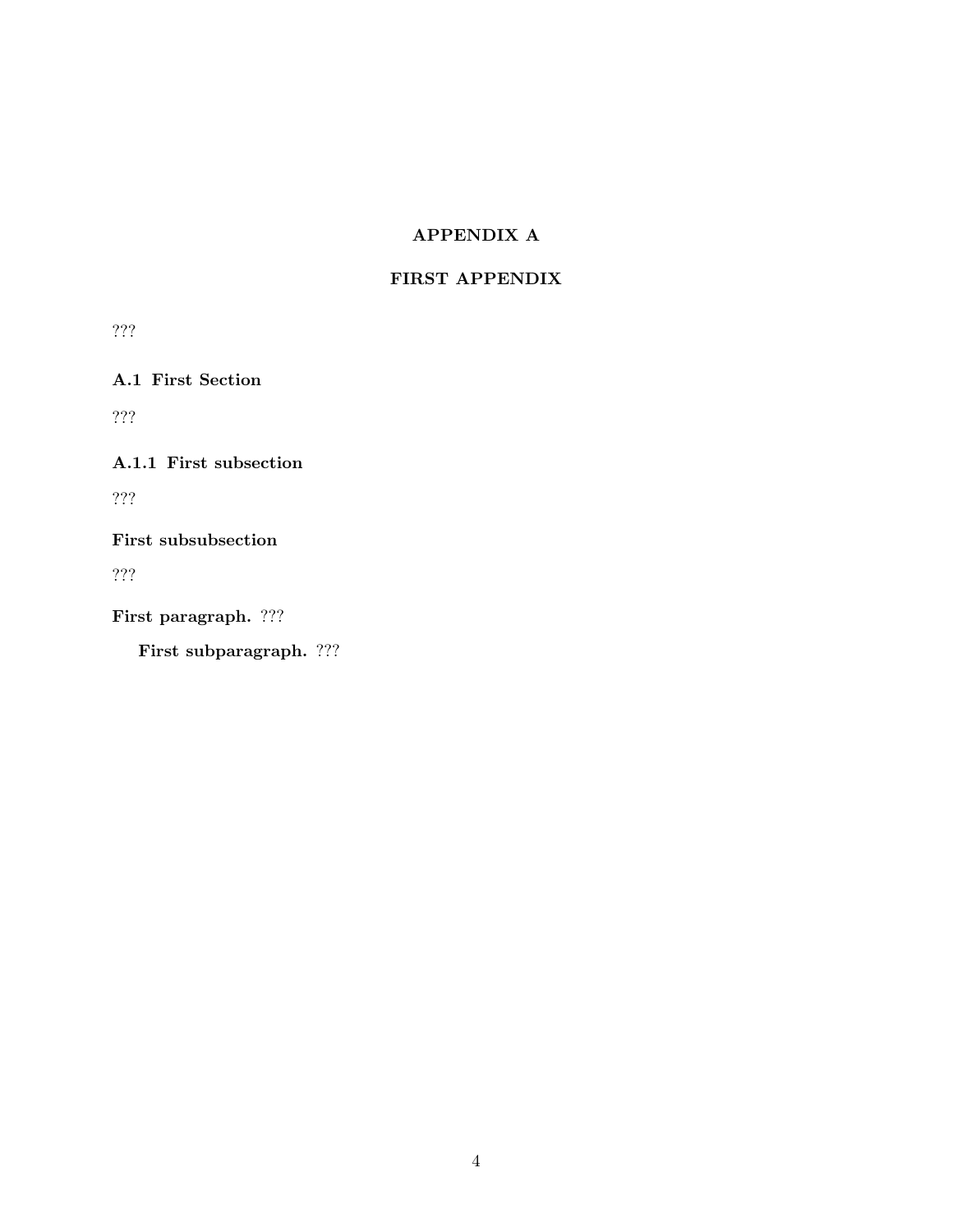# APPENDIX A

# FIRST APPENDIX

???

## A.1 First Section

???

### A.1.1 First subsection

???

#### First subsubsection

???

**First paragraph.** ???

**First subparagraph.** ???